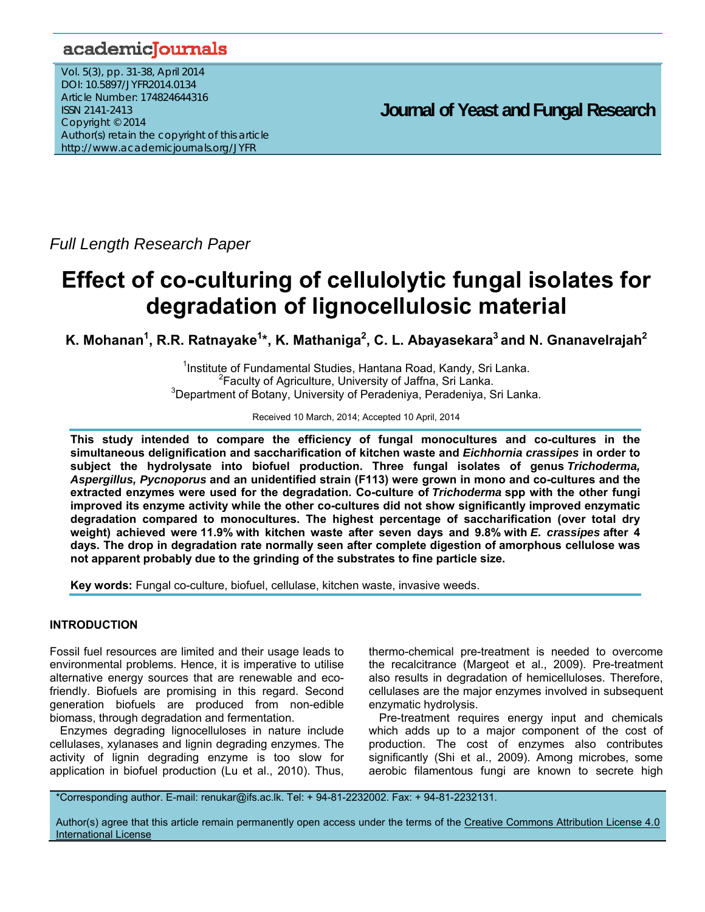Full Length Research Paper

# Effect of co-culturing of cellulolytic fungal isolates for degradation of lignocellulosic material

**K. Mohanan[1], R.R. Ratnayake[1]*, K. Mathaniga[2], C. L. Abayasekara[3] and N. Gnanavelrajah[2]**

[1]Institute of Fundamental Studies, Hantana Road, Kandy, Sri Lanka.
[2]Faculty of Agriculture, University of Jaffna, Sri Lanka.
[3]Department of Botany, University of Peradeniya, Peradeniya, Sri Lanka.

Received 10 March, 2014; Accepted 10 April, 2014

**This study intended to compare the efficiency of fungal monocultures and co-cultures in the simultaneous delignification and saccharification of kitchen waste and *Eichhornia crassipes* in order to subject the hydrolysate into biofuel production. Three fungal isolates of genus *Trichoderma, Aspergillus, Pycnoporus* and an unidentified strain (F113) were grown in mono and co-cultures and the extracted enzymes were used for the degradation. Co-culture of *Trichoderma* spp with the other fungi improved its enzyme activity while the other co-cultures did not show significantly improved enzymatic degradation compared to monocultures. The highest percentage of saccharification (over total dry weight) achieved were 11.9% with kitchen waste after seven days and 9.8% with *E. crassipes* after 4 days. The drop in degradation rate normally seen after complete digestion of amorphous cellulose was not apparent probably due to the grinding of the substrates to fine particle size.**

**Key words:** Fungal co-culture, biofuel, cellulase, kitchen waste, invasive weeds.

## INTRODUCTION

Fossil fuel resources are limited and their usage leads to environmental problems. Hence, it is imperative to utilise alternative energy sources that are renewable and eco-friendly. Biofuels are promising in this regard. Second generation biofuels are produced from non-edible biomass, through degradation and fermentation.

Enzymes degrading lignocelluloses in nature include cellulases, xylanases and lignin degrading enzymes. The activity of lignin degrading enzyme is too slow for application in biofuel production (Lu et al., 2010). Thus, thermo-chemical pre-treatment is needed to overcome the recalcitrance (Margeot et al., 2009). Pre-treatment also results in degradation of hemicelluloses. Therefore, cellulases are the major enzymes involved in subsequent enzymatic hydrolysis.

Pre-treatment requires energy input and chemicals which adds up to a major component of the cost of production. The cost of enzymes also contributes significantly (Shi et al., 2009). Among microbes, some aerobic filamentous fungi are known to secrete high

*Corresponding author. E-mail: renukar@ifs.ac.lk. Tel: + 94-81-2232002. Fax: + 94-81-2232131.

Author(s) agree that this article remain permanently open access under the terms of the Creative Commons Attribution License 4.0 International License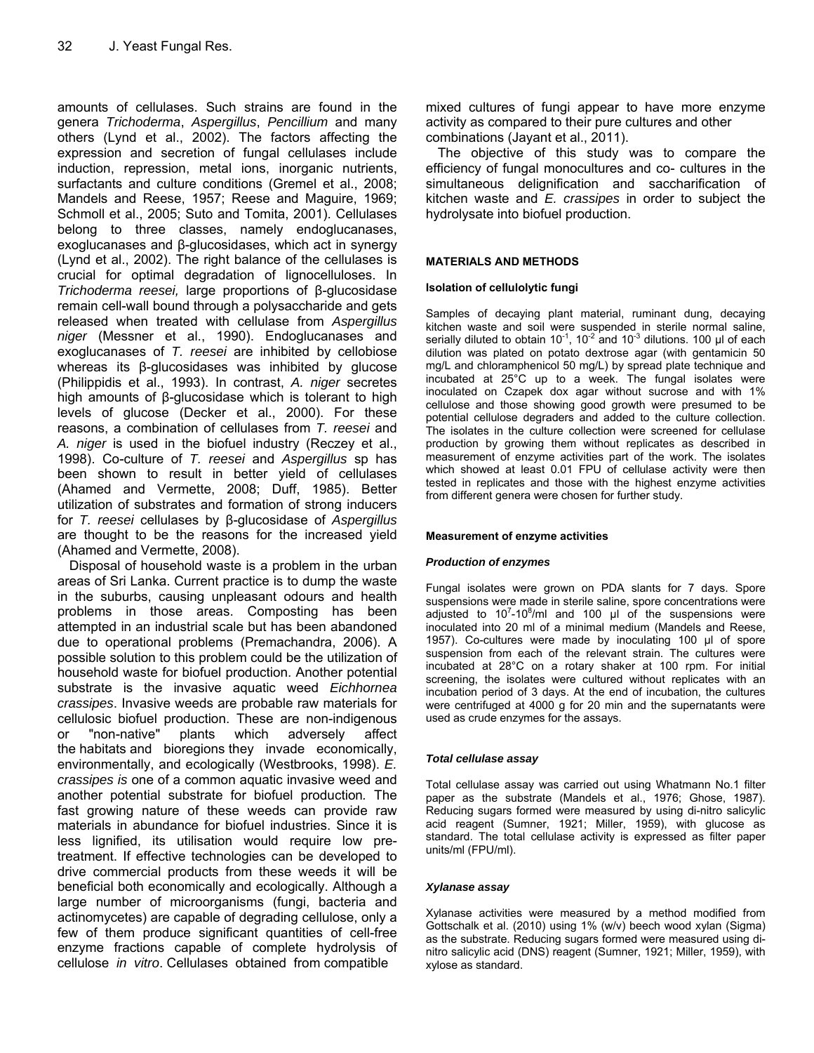amounts of cellulases. Such strains are found in the genera *Trichoderma*, *Aspergillus*, *Pencillium* and many others (Lynd et al., 2002). The factors affecting the expression and secretion of fungal cellulases include induction, repression, metal ions, inorganic nutrients, surfactants and culture conditions (Gremel et al., 2008; Mandels and Reese, 1957; Reese and Maguire, 1969; Schmoll et al., 2005; Suto and Tomita, 2001). Cellulases belong to three classes, namely endoglucanases, exoglucanases and β-glucosidases, which act in synergy (Lynd et al., 2002). The right balance of the cellulases is crucial for optimal degradation of lignocelluloses. In *Trichoderma reesei,* large proportions of β-glucosidase remain cell-wall bound through a polysaccharide and gets released when treated with cellulase from *Aspergillus niger* (Messner et al., 1990). Endoglucanases and exoglucanases of *T. reesei* are inhibited by cellobiose whereas its β-glucosidases was inhibited by glucose (Philippidis et al., 1993). In contrast, *A. niger* secretes high amounts of β-glucosidase which is tolerant to high levels of glucose (Decker et al., 2000). For these reasons, a combination of cellulases from *T. reesei* and *A. niger* is used in the biofuel industry (Reczey et al., 1998). Co-culture of *T. reesei* and *Aspergillus* sp has been shown to result in better yield of cellulases (Ahamed and Vermette, 2008; Duff, 1985). Better utilization of substrates and formation of strong inducers for *T. reesei* cellulases by β-glucosidase of *Aspergillus* are thought to be the reasons for the increased yield (Ahamed and Vermette, 2008).

Disposal of household waste is a problem in the urban areas of Sri Lanka. Current practice is to dump the waste in the suburbs, causing unpleasant odours and health problems in those areas. Composting has been attempted in an industrial scale but has been abandoned due to operational problems (Premachandra, 2006). A possible solution to this problem could be the utilization of household waste for biofuel production. Another potential substrate is the invasive aquatic weed *Eichhornea crassipes*. Invasive weeds are probable raw materials for cellulosic biofuel production. These are non-indigenous or "non-native" plants which adversely affect the habitats and bioregions they invade economically, environmentally, and ecologically (Westbrooks, 1998). *E. crassipes is* one of a common aquatic invasive weed and another potential substrate for biofuel production. The fast growing nature of these weeds can provide raw materials in abundance for biofuel industries. Since it is less lignified, its utilisation would require low pre-treatment. If effective technologies can be developed to drive commercial products from these weeds it will be beneficial both economically and ecologically. Although a large number of microorganisms (fungi, bacteria and actinomycetes) are capable of degrading cellulose, only a few of them produce significant quantities of cell-free enzyme fractions capable of complete hydrolysis of cellulose *in vitro*. Cellulases obtained from compatible mixed cultures of fungi appear to have more enzyme activity as compared to their pure cultures and other combinations (Jayant et al., 2011).

The objective of this study was to compare the efficiency of fungal monocultures and co- cultures in the simultaneous delignification and saccharification of kitchen waste and *E. crassipes* in order to subject the hydrolysate into biofuel production.

## MATERIALS AND METHODS

### Isolation of cellulolytic fungi

Samples of decaying plant material, ruminant dung, decaying kitchen waste and soil were suspended in sterile normal saline, serially diluted to obtain $10^{-1}$, $10^{-2}$ and $10^{-3}$ dilutions. 100 µl of each dilution was plated on potato dextrose agar (with gentamicin 50 mg/L and chloramphenicol 50 mg/L) by spread plate technique and incubated at 25°C up to a week. The fungal isolates were inoculated on Czapek dox agar without sucrose and with 1% cellulose and those showing good growth were presumed to be potential cellulose degraders and added to the culture collection. The isolates in the culture collection were screened for cellulase production by growing them without replicates as described in measurement of enzyme activities part of the work. The isolates which showed at least 0.01 FPU of cellulase activity were then tested in replicates and those with the highest enzyme activities from different genera were chosen for further study.

### Measurement of enzyme activities

#### *Production of enzymes*

Fungal isolates were grown on PDA slants for 7 days. Spore suspensions were made in sterile saline, spore concentrations were adjusted to $10^{7}$-$10^{8}$/ml and 100 µl of the suspensions were inoculated into 20 ml of a minimal medium (Mandels and Reese, 1957). Co-cultures were made by inoculating 100 µl of spore suspension from each of the relevant strain. The cultures were incubated at 28°C on a rotary shaker at 100 rpm. For initial screening, the isolates were cultured without replicates with an incubation period of 3 days. At the end of incubation, the cultures were centrifuged at 4000 g for 20 min and the supernatants were used as crude enzymes for the assays.

#### *Total cellulase assay*

Total cellulase assay was carried out using Whatmann No.1 filter paper as the substrate (Mandels et al., 1976; Ghose, 1987). Reducing sugars formed were measured by using di-nitro salicylic acid reagent (Sumner, 1921; Miller, 1959), with glucose as standard. The total cellulase activity is expressed as filter paper units/ml (FPU/ml).

#### *Xylanase assay*

Xylanase activities were measured by a method modified from Gottschalk et al. (2010) using 1% (w/v) beech wood xylan (Sigma) as the substrate. Reducing sugars formed were measured using di-nitro salicylic acid (DNS) reagent (Sumner, 1921; Miller, 1959), with xylose as standard.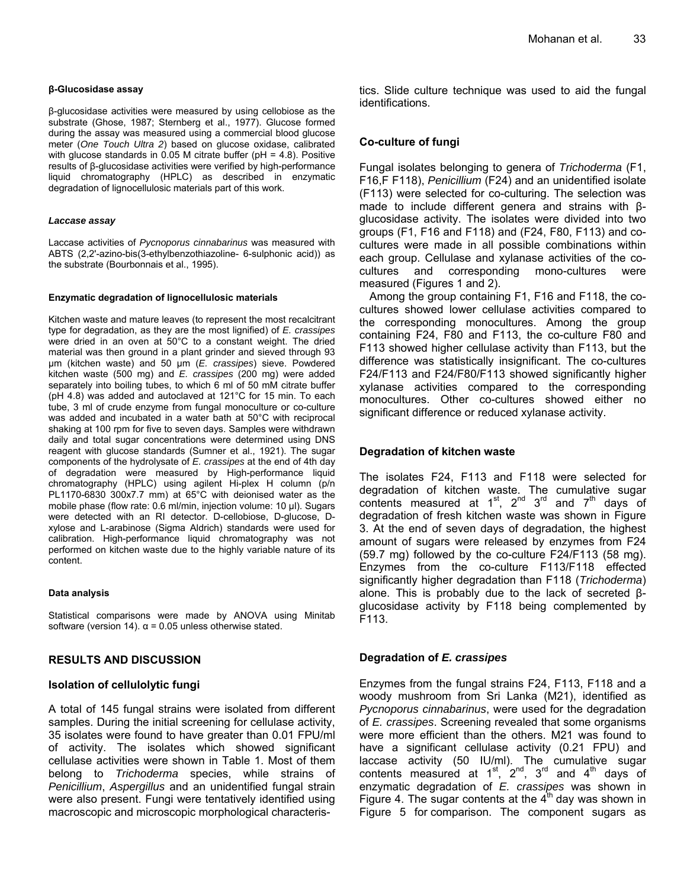#### β-Glucosidase assay

β-glucosidase activities were measured by using cellobiose as the substrate (Ghose, 1987; Sternberg et al., 1977). Glucose formed during the assay was measured using a commercial blood glucose meter (*One Touch Ultra 2*) based on glucose oxidase, calibrated with glucose standards in 0.05 M citrate buffer (pH = 4.8). Positive results of β-glucosidase activities were verified by high-performance liquid chromatography (HPLC) as described in enzymatic degradation of lignocellulosic materials part of this work.

#### *Laccase assay*

Laccase activities of *Pycnoporus cinnabarinus* was measured with ABTS (2,2'-azino-bis(3-ethylbenzothiazoline- 6-sulphonic acid)) as the substrate (Bourbonnais et al., 1995).

#### Enzymatic degradation of lignocellulosic materials

Kitchen waste and mature leaves (to represent the most recalcitrant type for degradation, as they are the most lignified) of *E. crassipes* were dried in an oven at 50°C to a constant weight. The dried material was then ground in a plant grinder and sieved through 93 µm (kitchen waste) and 50 µm (*E. crassipes*) sieve. Powdered kitchen waste (500 mg) and *E. crassipes* (200 mg) were added separately into boiling tubes, to which 6 ml of 50 mM citrate buffer (pH 4.8) was added and autoclaved at 121°C for 15 min. To each tube, 3 ml of crude enzyme from fungal monoculture or co-culture was added and incubated in a water bath at 50°C with reciprocal shaking at 100 rpm for five to seven days. Samples were withdrawn daily and total sugar concentrations were determined using DNS reagent with glucose standards (Sumner et al., 1921). The sugar components of the hydrolysate of *E. crassipes* at the end of 4th day of degradation were measured by High-performance liquid chromatography (HPLC) using agilent Hi-plex H column (p/n PL1170-6830 300x7.7 mm) at 65°C with deionised water as the mobile phase (flow rate: 0.6 ml/min, injection volume: 10 µl). Sugars were detected with an RI detector. D-cellobiose, D-glucose, D-xylose and L-arabinose (Sigma Aldrich) standards were used for calibration. High-performance liquid chromatography was not performed on kitchen waste due to the highly variable nature of its content.

#### Data analysis

Statistical comparisons were made by ANOVA using Minitab software (version 14). $\alpha = 0.05$ unless otherwise stated.

## RESULTS AND DISCUSSION

### Isolation of cellulolytic fungi

A total of 145 fungal strains were isolated from different samples. During the initial screening for cellulase activity, 35 isolates were found to have greater than 0.01 FPU/ml of activity. The isolates which showed significant cellulase activities were shown in Table 1. Most of them belong to *Trichoderma* species, while strains of *Penicillium*, *Aspergillus* and an unidentified fungal strain were also present. Fungi were tentatively identified using macroscopic and microscopic morphological characteristics. Slide culture technique was used to aid the fungal identifications.

### Co-culture of fungi

Fungal isolates belonging to genera of *Trichoderma* (F1, F16,F F118), *Penicillium* (F24) and an unidentified isolate (F113) were selected for co-culturing. The selection was made to include different genera and strains with β-glucosidase activity. The isolates were divided into two groups (F1, F16 and F118) and (F24, F80, F113) and co-cultures were made in all possible combinations within each group. Cellulase and xylanase activities of the co-cultures and corresponding mono-cultures were measured (Figures 1 and 2).

Among the group containing F1, F16 and F118, the co-cultures showed lower cellulase activities compared to the corresponding monocultures. Among the group containing F24, F80 and F113, the co-culture F80 and F113 showed higher cellulase activity than F113, but the difference was statistically insignificant. The co-cultures F24/F113 and F24/F80/F113 showed significantly higher xylanase activities compared to the corresponding monocultures. Other co-cultures showed either no significant difference or reduced xylanase activity.

### Degradation of kitchen waste

The isolates F24, F113 and F118 were selected for degradation of kitchen waste. The cumulative sugar contents measured at 1st, 2nd 3rd and 7th days of degradation of fresh kitchen waste was shown in Figure 3. At the end of seven days of degradation, the highest amount of sugars were released by enzymes from F24 (59.7 mg) followed by the co-culture F24/F113 (58 mg). Enzymes from the co-culture F113/F118 effected significantly higher degradation than F118 (*Trichoderma*) alone. This is probably due to the lack of secreted β-glucosidase activity by F118 being complemented by F113.

### Degradation of *E. crassipes*

Enzymes from the fungal strains F24, F113, F118 and a woody mushroom from Sri Lanka (M21), identified as *Pycnoporus cinnabarinus*, were used for the degradation of *E. crassipes*. Screening revealed that some organisms were more efficient than the others. M21 was found to have a significant cellulase activity (0.21 FPU) and laccase activity (50 IU/ml). The cumulative sugar contents measured at 1st, 2nd, 3rd and 4th days of enzymatic degradation of *E. crassipes* was shown in Figure 4. The sugar contents at the 4th day was shown in Figure 5 for comparison. The component sugars as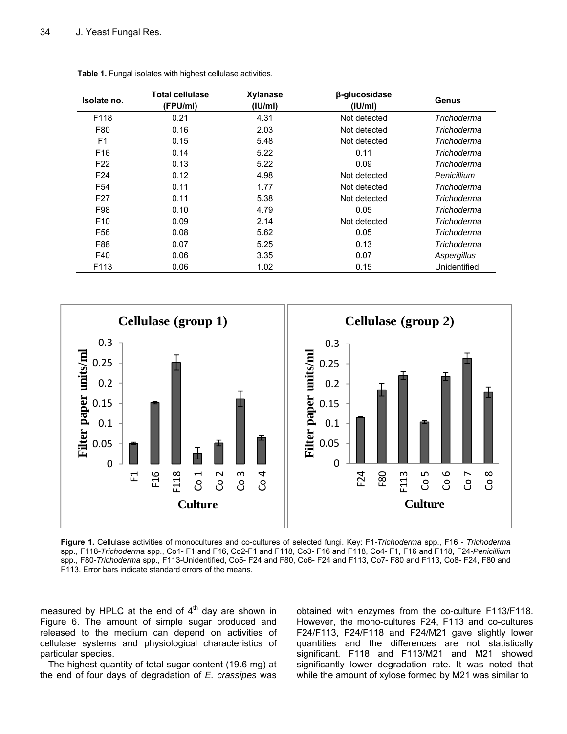**Table 1.** Fungal isolates with highest cellulase activities.

| Isolate no. | Total cellulase (FPU/ml) | Xylanase (IU/ml) | β-glucosidase (IU/ml) | Genus |
|---|---|---|---|---|
| F118 | 0.21 | 4.31 | Not detected | *Trichoderma* |
| F80 | 0.16 | 2.03 | Not detected | *Trichoderma* |
| F1 | 0.15 | 5.48 | Not detected | *Trichoderma* |
| F16 | 0.14 | 5.22 | 0.11 | *Trichoderma* |
| F22 | 0.13 | 5.22 | 0.09 | *Trichoderma* |
| F24 | 0.12 | 4.98 | Not detected | *Penicillium* |
| F54 | 0.11 | 1.77 | Not detected | *Trichoderma* |
| F27 | 0.11 | 5.38 | Not detected | *Trichoderma* |
| F98 | 0.10 | 4.79 | 0.05 | *Trichoderma* |
| F10 | 0.09 | 2.14 | Not detected | *Trichoderma* |
| F56 | 0.08 | 5.62 | 0.05 | *Trichoderma* |
| F88 | 0.07 | 5.25 | 0.13 | *Trichoderma* |
| F40 | 0.06 | 3.35 | 0.07 | *Aspergillus* |
| F113 | 0.06 | 1.02 | 0.15 | Unidentified |

**Figure 1.** Cellulase activities of monocultures and co-cultures of selected fungi. Key: F1-*Trichoderma* spp., F16 - *Trichoderma* spp., F118-*Trichoderma* spp., Co1- F1 and F16, Co2-F1 and F118, Co3- F16 and F118, Co4- F1, F16 and F118, F24-*Penicillium* spp., F80-*Trichoderma* spp., F113-Unidentified, Co5- F24 and F80, Co6- F24 and F113, Co7- F80 and F113, Co8- F24, F80 and F113. Error bars indicate standard errors of the means.

measured by HPLC at the end of 4[th] day are shown in Figure 6. The amount of simple sugar produced and released to the medium can depend on activities of cellulase systems and physiological characteristics of particular species.

The highest quantity of total sugar content (19.6 mg) at the end of four days of degradation of *E. crassipes* was obtained with enzymes from the co-culture F113/F118. However, the mono-cultures F24, F113 and co-cultures F24/F113, F24/F118 and F24/M21 gave slightly lower quantities and the differences are not statistically significant. F118 and F113/M21 and M21 showed significantly lower degradation rate. It was noted that while the amount of xylose formed by M21 was similar to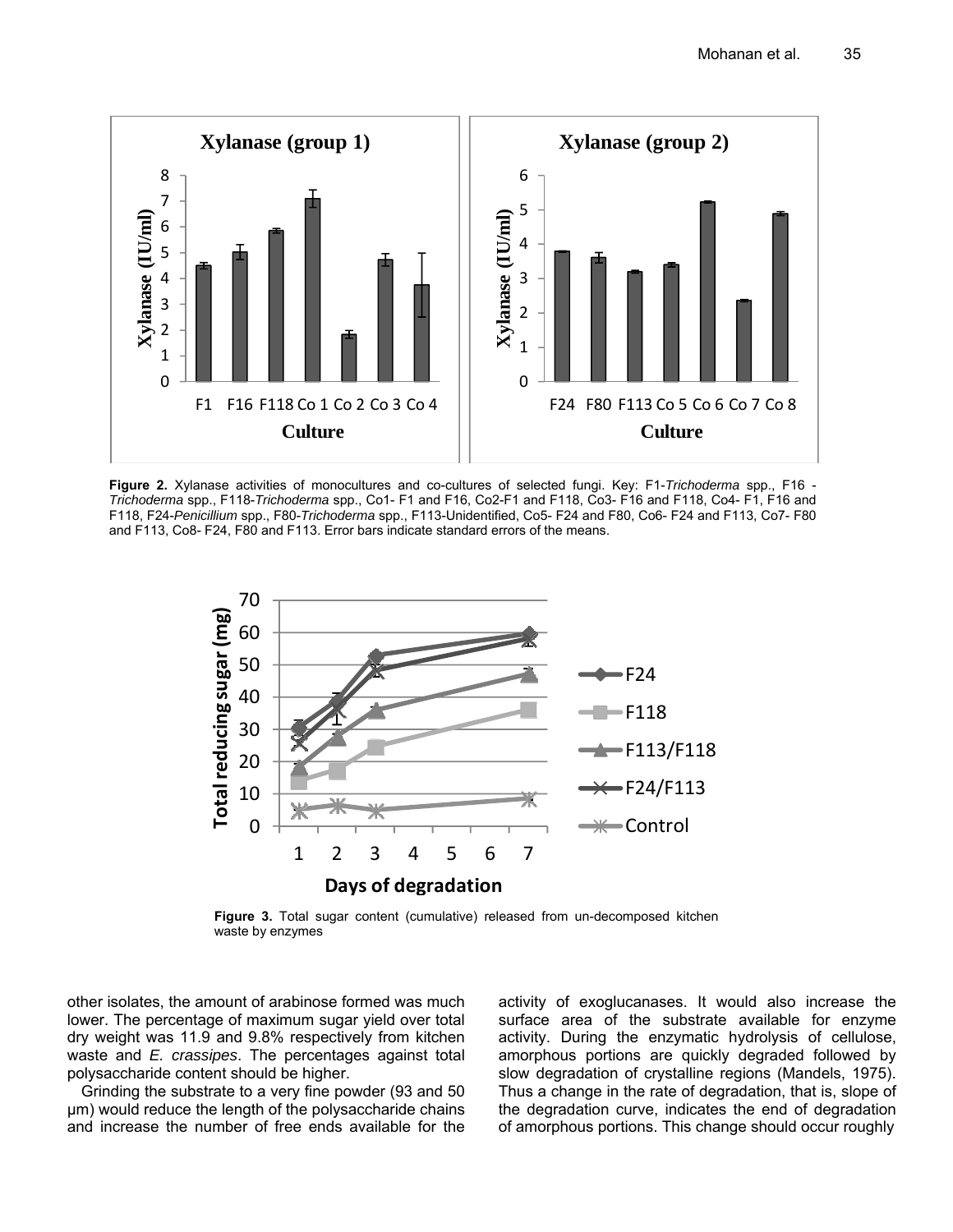Figure 2. Xylanase activities of monocultures and co-cultures of selected fungi. Key: F1-*Trichoderma* spp., F16 - *Trichoderma* spp., F118-*Trichoderma* spp., Co1- F1 and F16, Co2-F1 and F118, Co3- F16 and F118, Co4- F1, F16 and F118, F24-*Penicillium* spp., F80-*Trichoderma* spp., F113-Unidentified, Co5- F24 and F80, Co6- F24 and F113, Co7- F80 and F113, Co8- F24, F80 and F113. Error bars indicate standard errors of the means.

Figure 3. Total sugar content (cumulative) released from un-decomposed kitchen waste by enzymes

other isolates, the amount of arabinose formed was much lower. The percentage of maximum sugar yield over total dry weight was 11.9 and 9.8% respectively from kitchen waste and *E. crassipes*. The percentages against total polysaccharide content should be higher.

Grinding the substrate to a very fine powder (93 and 50 μm) would reduce the length of the polysaccharide chains and increase the number of free ends available for the activity of exoglucanases. It would also increase the surface area of the substrate available for enzyme activity. During the enzymatic hydrolysis of cellulose, amorphous portions are quickly degraded followed by slow degradation of crystalline regions (Mandels, 1975). Thus a change in the rate of degradation, that is, slope of the degradation curve, indicates the end of degradation of amorphous portions. This change should occur roughly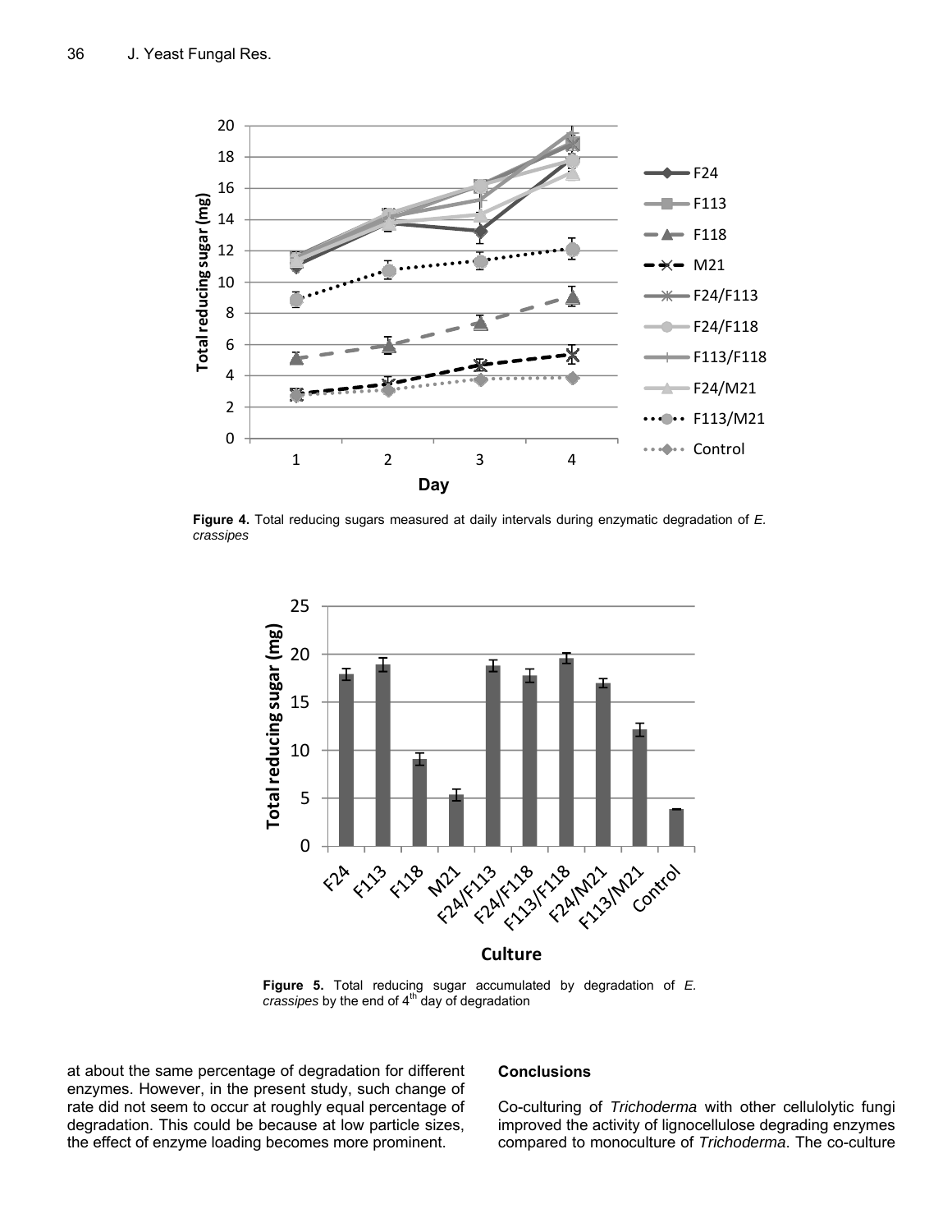**Figure 4.** Total reducing sugars measured at daily intervals during enzymatic degradation of *E. crassipes*

**Figure 5.** Total reducing sugar accumulated by degradation of *E. crassipes* by the end of 4[th] day of degradation

at about the same percentage of degradation for different enzymes. However, in the present study, such change of rate did not seem to occur at roughly equal percentage of degradation. This could be because at low particle sizes, the effect of enzyme loading becomes more prominent.

## Conclusions

Co-culturing of *Trichoderma* with other cellulolytic fungi improved the activity of lignocellulose degrading enzymes compared to monoculture of *Trichoderma*. The co-culture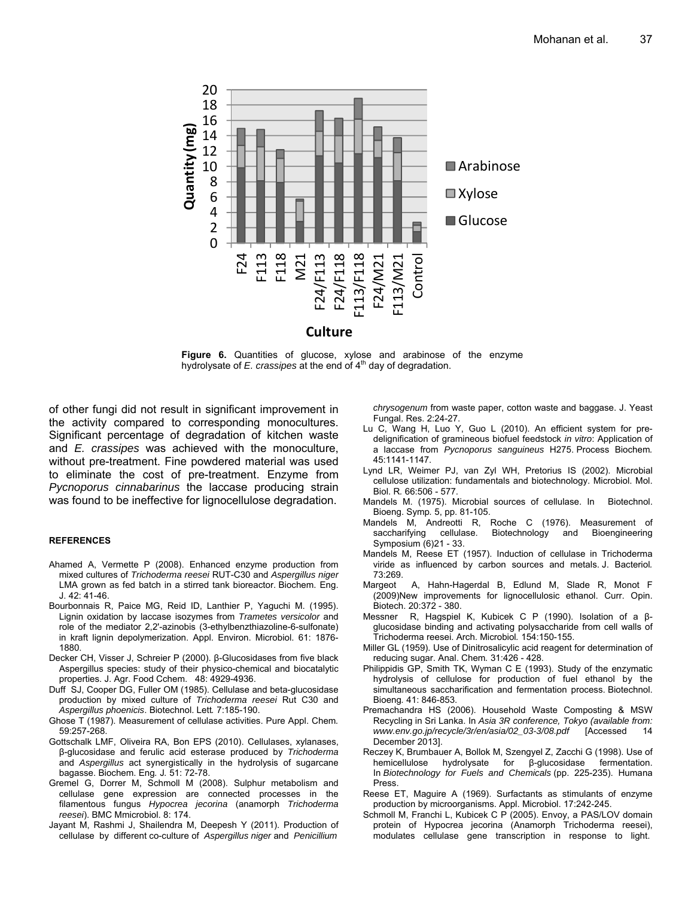Figure 6. Quantities of glucose, xylose and arabinose of the enzyme hydrolysate of *E. crassipes* at the end of 4th day of degradation.

of other fungi did not result in significant improvement in the activity compared to corresponding monocultures. Significant percentage of degradation of kitchen waste and *E. crassipes* was achieved with the monoculture, without pre-treatment. Fine powdered material was used to eliminate the cost of pre-treatment. Enzyme from *Pycnoporus cinnabarinus* the laccase producing strain was found to be ineffective for lignocellulose degradation.

## REFERENCES

Ahamed A, Vermette P (2008). Enhanced enzyme production from mixed cultures of *Trichoderma reesei* RUT-C30 and *Aspergillus niger* LMA grown as fed batch in a stirred tank bioreactor. Biochem. Eng. J. 42: 41-46.

Bourbonnais R, Paice MG, Reid ID, Lanthier P, Yaguchi M. (1995). Lignin oxidation by laccase isozymes from *Trametes versicolor* and role of the mediator 2,2'-azinobis (3-ethylbenzthiazoline-6-sulfonate) in kraft lignin depolymerization. Appl. Environ. Microbiol. 61: 1876-1880.

Decker CH, Visser J, Schreier P (2000). β-Glucosidases from five black Aspergillus species: study of their physico-chemical and biocatalytic properties. J. Agr. Food Cchem. 48: 4929-4936.

Duff SJ, Cooper DG, Fuller OM (1985). Cellulase and beta-glucosidase production by mixed culture of *Trichoderma reesei* Rut C30 and *Aspergillus phoenicis*. Biotechnol. Lett. 7:185-190.

Ghose T (1987). Measurement of cellulase activities. Pure Appl. Chem. 59:257-268.

Gottschalk LMF, Oliveira RA, Bon EPS (2010). Cellulases, xylanases, β-glucosidase and ferulic acid esterase produced by *Trichoderma* and *Aspergillus* act synergistically in the hydrolysis of sugarcane bagasse. Biochem. Eng. J. 51: 72-78.

Gremel G, Dorrer M, Schmoll M (2008). Sulphur metabolism and cellulase gene expression are connected processes in the filamentous fungus *Hypocrea jecorina* (anamorph *Trichoderma reesei*). BMC Mmicrobiol. 8: 174.

Jayant M, Rashmi J, Shailendra M, Deepesh Y (2011). Production of cellulase by different co-culture of *Aspergillus niger* and *Penicillium chrysogenum* from waste paper, cotton waste and baggase. J. Yeast Fungal. Res. 2:24-27.

Lu C, Wang H, Luo Y, Guo L (2010). An efficient system for pre-delignification of gramineous biofuel feedstock *in vitro*: Application of a laccase from *Pycnoporus sanguineus* H275. Process Biochem. 45:1141-1147.

Lynd LR, Weimer PJ, van Zyl WH, Pretorius IS (2002). Microbial cellulose utilization: fundamentals and biotechnology. Microbiol. Mol. Biol. R. 66:506 - 577.

Mandels M. (1975). Microbial sources of cellulase. In Biotechnol. Bioeng. Symp. 5, pp. 81-105.

Mandels M, Andreotti R, Roche C (1976). Measurement of saccharifying cellulase. Biotechnology and Bioengineering Symposium (6)21 - 33.

Mandels M, Reese ET (1957). Induction of cellulase in Trichoderma viride as influenced by carbon sources and metals. J. Bacteriol. 73:269.

Margeot A, Hahn-Hagerdal B, Edlund M, Slade R, Monot F (2009)New improvements for lignocellulosic ethanol. Curr. Opin. Biotech. 20:372 - 380.

Messner R, Hagspiel K, Kubicek C P (1990). Isolation of a β-glucosidase binding and activating polysaccharide from cell walls of Trichoderma reesei. Arch. Microbiol. 154:150-155.

Miller GL (1959). Use of Dinitrosalicylic acid reagent for determination of reducing sugar. Anal. Chem. 31:426 - 428.

Philippidis GP, Smith TK, Wyman C E (1993). Study of the enzymatic hydrolysis of cellulose for production of fuel ethanol by the simultaneous saccharification and fermentation process. Biotechnol. Bioeng. 41: 846-853.

Premachandra HS (2006). Household Waste Composting & MSW Recycling in Sri Lanka. In *Asia 3R conference, Tokyo (available from: www.env.go.jp/recycle/3r/en/asia/02_03-3/08.pdf* [Accessed 14 December 2013].

Reczey K, Brumbauer A, Bollok M, Szengyel Z, Zacchi G (1998). Use of hemicellulose hydrolysate for β-glucosidase fermentation. In *Biotechnology for Fuels and Chemicals* (pp. 225-235). Humana Press.

Reese ET, Maguire A (1969). Surfactants as stimulants of enzyme production by microorganisms. Appl. Microbiol. 17:242-245.

Schmoll M, Franchi L, Kubicek C P (2005). Envoy, a PAS/LOV domain protein of Hypocrea jecorina (Anamorph Trichoderma reesei), modulates cellulase gene transcription in response to light.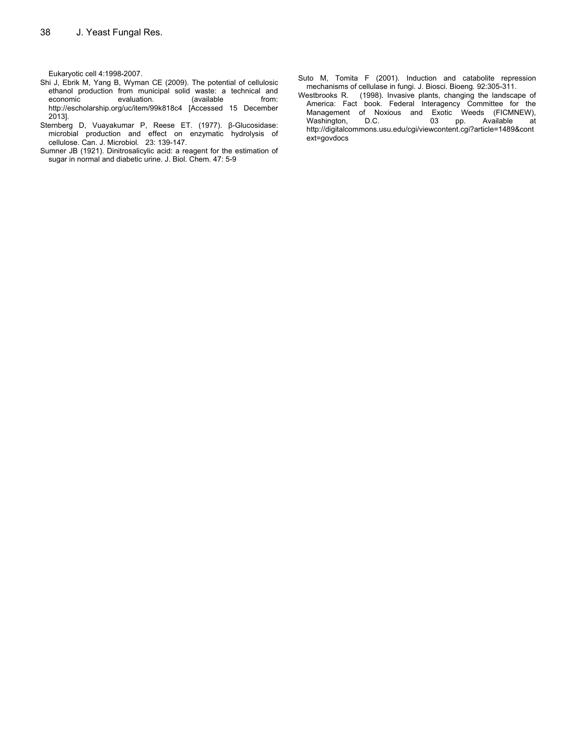Eukaryotic cell 4:1998-2007.

Shi J, Ebrik M, Yang B, Wyman CE (2009). The potential of cellulosic ethanol production from municipal solid waste: a technical and economic evaluation. (available from: http://escholarship.org/uc/item/99k818c4 [Accessed 15 December 2013].

Sternberg D, Vuayakumar P, Reese ET. (1977). β-Glucosidase: microbial production and effect on enzymatic hydrolysis of cellulose. Can. J. Microbiol. 23: 139-147.

Sumner JB (1921). Dinitrosalicylic acid: a reagent for the estimation of sugar in normal and diabetic urine. J. Biol. Chem. 47: 5-9

Suto M, Tomita F (2001). Induction and catabolite repression mechanisms of cellulase in fungi. J. Biosci. Bioeng. 92:305-311.

Westbrooks R. (1998). Invasive plants, changing the landscape of America: Fact book. Federal Interagency Committee for the Management of Noxious and Exotic Weeds (FICMNEW), Washington, D.C. 03 pp. Available at http://digitalcommons.usu.edu/cgi/viewcontent.cgi?article=1489&context=govdocs